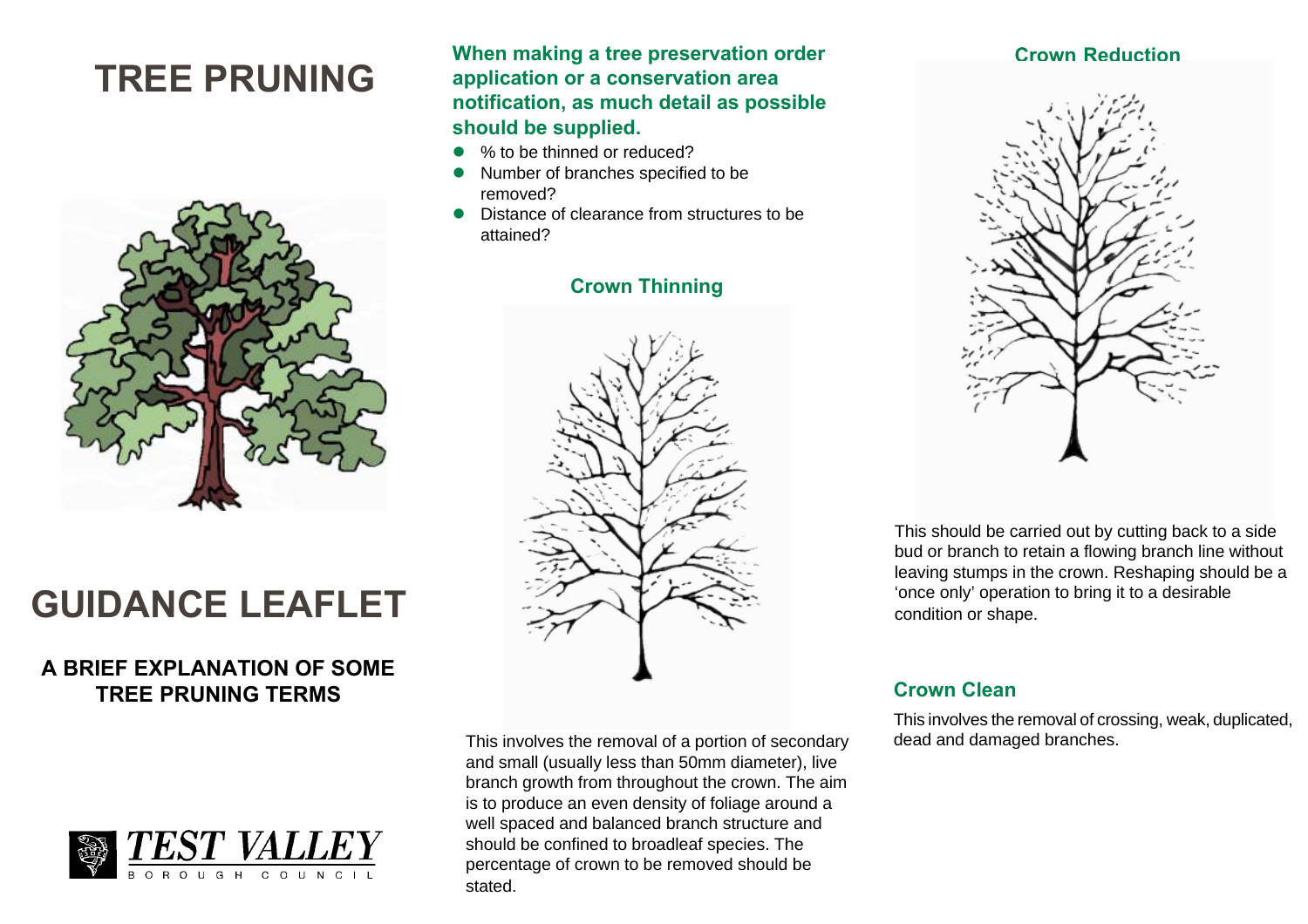# TREE PRUNING

# GUIDANCE LEAFLET

**A BRIEF EXPLANATION OF SOME TREE PRUNING TERMS**

TEST VALLEY BOROUGH COUNCIL

**When making a tree preservation order application or a conservation area notification, as much detail as possible should be supplied.**

- % to be thinned or reduced?
- Number of branches specified to be removed?
- Distance of clearance from structures to be attained?

## Crown Thinning

This involves the removal of a portion of secondary and small (usually less than 50mm diameter), live branch growth from throughout the crown. The aim is to produce an even density of foliage around a well spaced and balanced branch structure and should be confined to broadleaf species. The percentage of crown to be removed should be stated.

## Crown Reduction

This should be carried out by cutting back to a side bud or branch to retain a flowing branch line without leaving stumps in the crown. Reshaping should be a 'once only' operation to bring it to a desirable condition or shape.

## Crown Clean

This involves the removal of crossing, weak, duplicated, dead and damaged branches.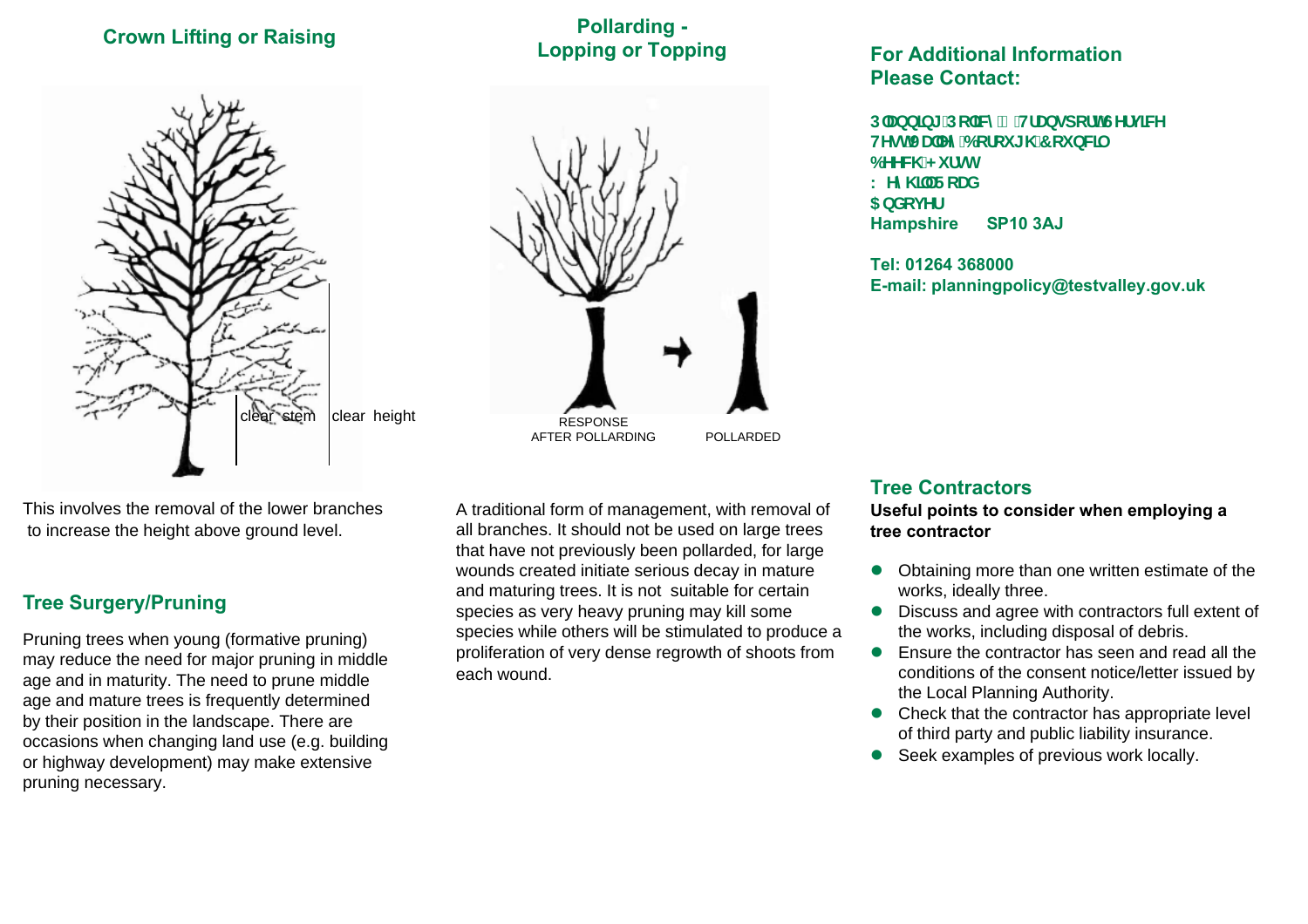## Crown Lifting or Raising

clear stem

clear height

This involves the removal of the lower branches to increase the height above ground level.

## Tree Surgery/Pruning

Pruning trees when young (formative pruning) may reduce the need for major pruning in middle age and in maturity. The need to prune middle age and mature trees is frequently determined by their position in the landscape. There are occasions when changing land use (e.g. building or highway development) may make extensive pruning necessary.

## Pollarding - Lopping or Topping

RESPONSE AFTER POLLARDING

POLLARDED

A traditional form of management, with removal of all branches. It should not be used on large trees that have not previously been pollarded, for large wounds created initiate serious decay in mature and maturing trees. It is not suitable for certain species as very heavy pruning may kill some species while others will be stimulated to produce a proliferation of very dense regrowth of shoots from each wound.

## For Additional Information Please Contact:

**Planning Policy & Transport Service**
**Test Valley Borough Council**
**Beech Hurst**
**Weyhill Road**
**Andover**
**Hampshire SP10 3AJ**

**Tel: 01264 368000**
**E-mail: planningpolicy@testvalley.gov.uk**

## Tree Contractors

**Useful points to consider when employing a tree contractor**

- Obtaining more than one written estimate of the works, ideally three.
- Discuss and agree with contractors full extent of the works, including disposal of debris.
- Ensure the contractor has seen and read all the conditions of the consent notice/letter issued by the Local Planning Authority.
- Check that the contractor has appropriate level of third party and public liability insurance.
- Seek examples of previous work locally.